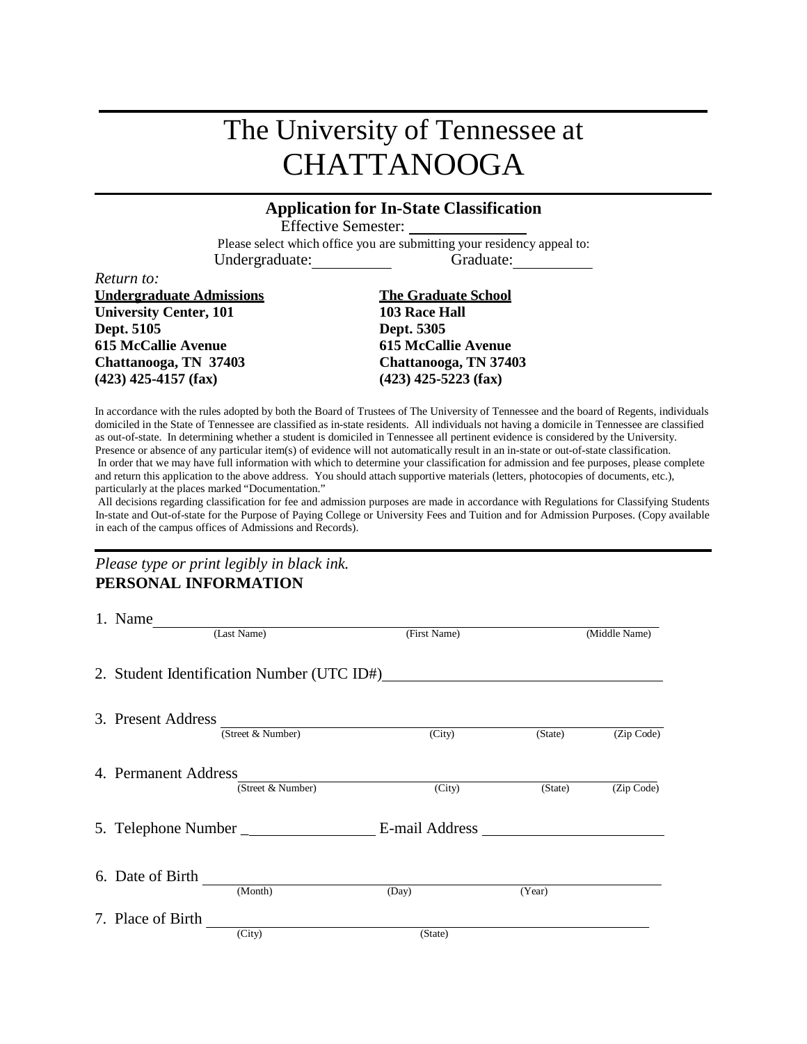# The University of Tennessee at CHATTANOOGA

## Application for In-State Classification

Effective Semester: \_\_\_\_\_\_\_\_\_\_\_\_\_\_

Please select which office you are submitting your residency appeal to:

Undergraduate: \_\_\_\_\_\_\_\_\_\_ Graduate: \_\_\_\_\_\_\_\_\_\_

*Return to:*

**Undergraduate Admissions**
**University Center, 101**
**Dept. 5105**
**615 McCallie Avenue**
**Chattanooga, TN 37403**
**(423) 425-4157 (fax)**

**The Graduate School**
**103 Race Hall**
**Dept. 5305**
**615 McCallie Avenue**
**Chattanooga, TN 37403**
**(423) 425-5223 (fax)**

In accordance with the rules adopted by both the Board of Trustees of The University of Tennessee and the board of Regents, individuals domiciled in the State of Tennessee are classified as in-state residents. All individuals not having a domicile in Tennessee are classified as out-of-state. In determining whether a student is domiciled in Tennessee all pertinent evidence is considered by the University. Presence or absence of any particular item(s) of evidence will not automatically result in an in-state or out-of-state classification. In order that we may have full information with which to determine your classification for admission and fee purposes, please complete and return this application to the above address. You should attach supportive materials (letters, photocopies of documents, etc.), particularly at the places marked "Documentation."

All decisions regarding classification for fee and admission purposes are made in accordance with Regulations for Classifying Students In-state and Out-of-state for the Purpose of Paying College or University Fees and Tuition and for Admission Purposes. (Copy available in each of the campus offices of Admissions and Records).

*Please type or print legibly in black ink.*

**PERSONAL INFORMATION**

1. Name \_\_\_\_\_\_\_\_\_\_\_\_\_\_\_\_\_\_\_\_\_\_\_\_\_\_\_\_\_\_\_\_\_\_\_\_\_\_\_\_\_\_\_\_
   (Last Name) (First Name) (Middle Name)

2. Student Identification Number (UTC ID#) \_\_\_\_\_\_\_\_\_\_\_\_\_\_\_\_\_\_\_\_\_\_\_\_

3. Present Address \_\_\_\_\_\_\_\_\_\_\_\_\_\_\_\_\_\_\_\_\_\_\_\_\_\_\_\_\_\_\_\_\_\_\_\_\_\_\_\_
   (Street & Number) (City) (State) (Zip Code)

4. Permanent Address \_\_\_\_\_\_\_\_\_\_\_\_\_\_\_\_\_\_\_\_\_\_\_\_\_\_\_\_\_\_\_\_\_\_\_\_\_\_
   (Street & Number) (City) (State) (Zip Code)

5. Telephone Number \_\_\_\_\_\_\_\_\_\_\_\_\_\_\_\_\_ E-mail Address \_\_\_\_\_\_\_\_\_\_\_\_\_\_\_\_\_\_\_\_\_\_

6. Date of Birth \_\_\_\_\_\_\_\_\_\_\_\_\_\_\_\_\_\_\_\_\_\_\_\_\_\_\_\_\_\_\_\_\_\_\_\_\_\_\_\_\_\_
   (Month) (Day) (Year)

7. Place of Birth \_\_\_\_\_\_\_\_\_\_\_\_\_\_\_\_\_\_\_\_\_\_\_\_\_\_\_\_\_\_\_\_\_\_\_\_\_\_\_\_
   (City) (State)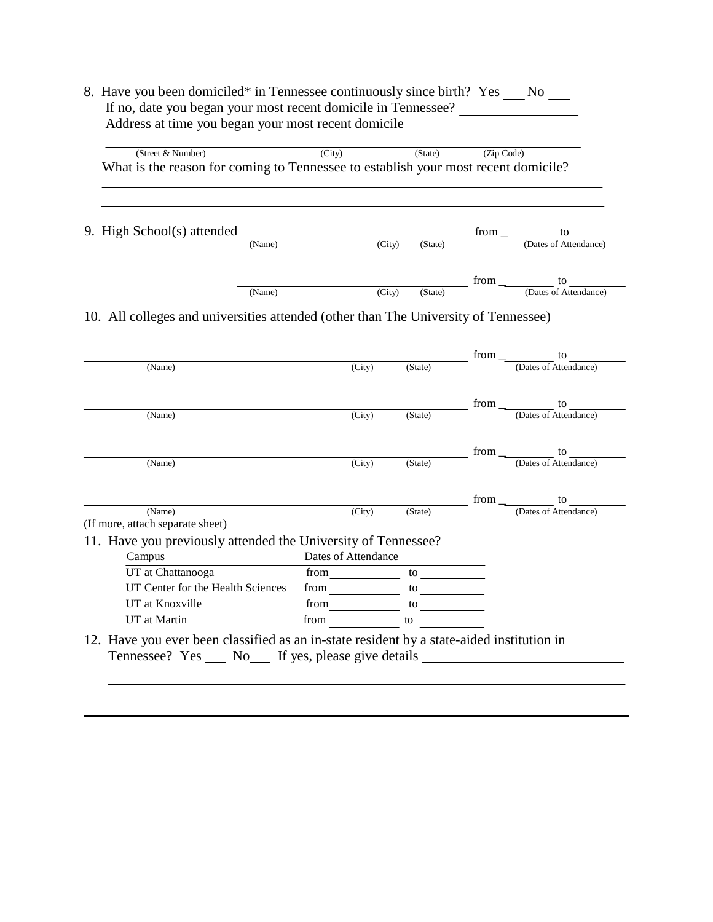8. Have you been domiciled* in Tennessee continuously since birth? Yes ___ No ___
   If no, date you began your most recent domicile in Tennessee? ________________
   Address at time you began your most recent domicile

   ______________________________________________________________
   (Street & Number) (City) (State) (Zip Code)

   What is the reason for coming to Tennessee to establish your most recent domicile?

   ______________________________________________________________

   ______________________________________________________________

9. High School(s) attended ______________________________________ from ________ to ________
   (Name) (City) (State) (Dates of Attendance)

   ______________________________________ from ________ to ________
   (Name) (City) (State) (Dates of Attendance)

10. All colleges and universities attended (other than The University of Tennessee)

______________________________________ from ________ to ________
(Name) (City) (State) (Dates of Attendance)

______________________________________ from ________ to ________
(Name) (City) (State) (Dates of Attendance)

______________________________________ from ________ to ________
(Name) (City) (State) (Dates of Attendance)

______________________________________ from ________ to ________
(Name) (City) (State) (Dates of Attendance)

(If more, attach separate sheet)

11. Have you previously attended the University of Tennessee?

| Campus | Dates of Attendance | |
|---|---|---|
| UT at Chattanooga | from ________ | to ________ |
| UT Center for the Health Sciences | from ________ | to ________ |
| UT at Knoxville | from ________ | to ________ |
| UT at Martin | from ________ | to ________ |

12. Have you ever been classified as an in-state resident by a state-aided institution in Tennessee? Yes ___ No___ If yes, please give details ______________________________

    ______________________________________________________________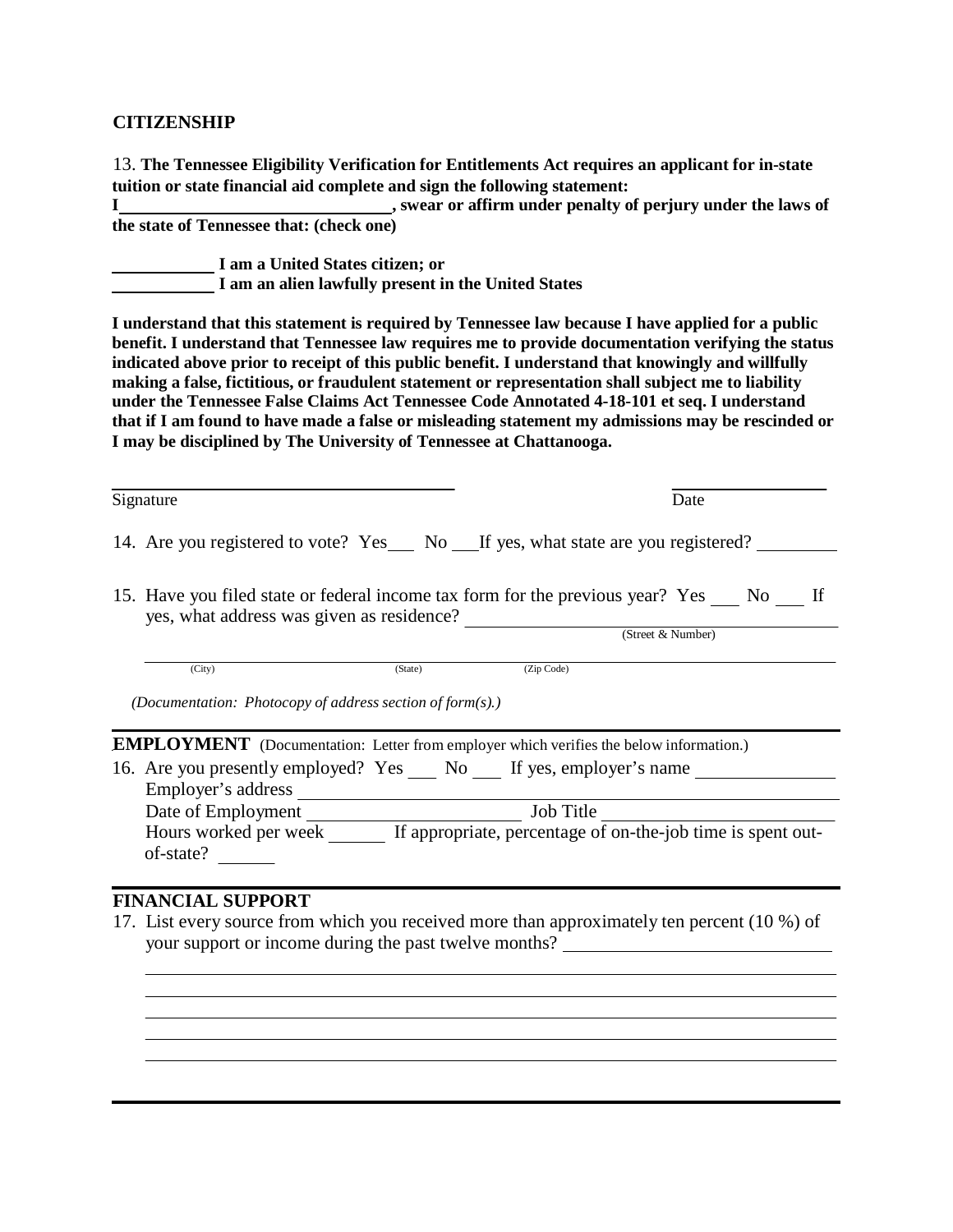## CITIZENSHIP

13. **The Tennessee Eligibility Verification for Entitlements Act requires an applicant for in-state tuition or state financial aid complete and sign the following statement:**

**I ______________________________, swear or affirm under penalty of perjury under the laws of the state of Tennessee that: (check one)**

**___________ I am a United States citizen; or**
**___________ I am an alien lawfully present in the United States**

**I understand that this statement is required by Tennessee law because I have applied for a public benefit. I understand that Tennessee law requires me to provide documentation verifying the status indicated above prior to receipt of this public benefit. I understand that knowingly and willfully making a false, fictitious, or fraudulent statement or representation shall subject me to liability under the Tennessee False Claims Act Tennessee Code Annotated 4-18-101 et seq. I understand that if I am found to have made a false or misleading statement my admissions may be rescinded or I may be disciplined by The University of Tennessee at Chattanooga.**

________________________________________ &nbsp;&nbsp;&nbsp;&nbsp;&nbsp;&nbsp;&nbsp;&nbsp; __________________
Signature &nbsp;&nbsp;&nbsp;&nbsp;&nbsp;&nbsp;&nbsp;&nbsp;&nbsp;&nbsp;&nbsp;&nbsp;&nbsp;&nbsp;&nbsp;&nbsp;&nbsp;&nbsp;&nbsp;&nbsp;&nbsp;&nbsp;&nbsp;&nbsp;&nbsp;&nbsp;&nbsp;&nbsp;&nbsp;&nbsp;&nbsp;&nbsp;&nbsp;&nbsp;&nbsp;&nbsp; Date

14. Are you registered to vote? Yes___ No ___If yes, what state are you registered? _________

15. Have you filed state or federal income tax form for the previous year? Yes ___ No ___ If yes, what address was given as residence? ______________________________
(Street & Number)

______________________________________________________________________
(City) &nbsp;&nbsp;&nbsp;&nbsp;&nbsp;&nbsp;&nbsp;&nbsp;&nbsp;&nbsp;&nbsp;&nbsp; (State) &nbsp;&nbsp;&nbsp;&nbsp;&nbsp;&nbsp;&nbsp;&nbsp;&nbsp;&nbsp;&nbsp;&nbsp; (Zip Code)

*(Documentation: Photocopy of address section of form(s).)*

## EMPLOYMENT

(Documentation: Letter from employer which verifies the below information.)

16. Are you presently employed? Yes ___ No ___ If yes, employer's name _______________
Employer's address ______________________________________________________
Date of Employment ______________________ Job Title ________________________
Hours worked per week ______ If appropriate, percentage of on-the-job time is spent out-of-state? ______

## FINANCIAL SUPPORT

17. List every source from which you received more than approximately ten percent (10 %) of your support or income during the past twelve months? ____________________________
______________________________________________________________________
______________________________________________________________________
______________________________________________________________________
______________________________________________________________________
______________________________________________________________________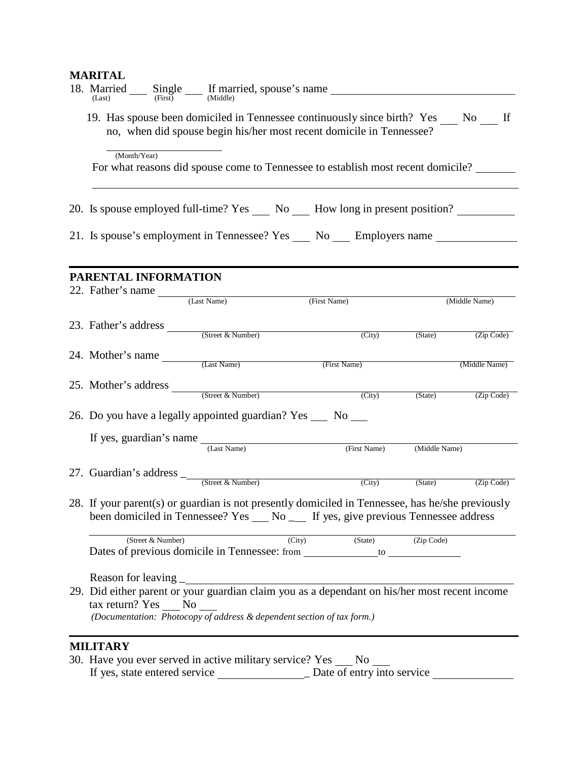## MARITAL

18. Married ___ Single ___ If married, spouse's name ______________________________
(Last) (First) (Middle)

    19. Has spouse been domiciled in Tennessee continuously since birth? Yes ___ No ___ If no, when did spouse begin his/her most recent domicile in Tennessee?

    ____________________
    (Month/Year)

    For what reasons did spouse come to Tennessee to establish most recent domicile? _______

    ______________________________________________________________________

20. Is spouse employed full-time? Yes ___ No ___ How long in present position? __________

21. Is spouse's employment in Tennessee? Yes ___ No ___ Employers name ______________

## PARENTAL INFORMATION

22. Father's name ______________________________________________
(Last Name) (First Name) (Middle Name)

23. Father's address ______________________________________________
(Street & Number) (City) (State) (Zip Code)

24. Mother's name ______________________________________________
(Last Name) (First Name) (Middle Name)

25. Mother's address ______________________________________________
(Street & Number) (City) (State) (Zip Code)

26. Do you have a legally appointed guardian? Yes ___ No ___

    If yes, guardian's name ______________________________________________
    (Last Name) (First Name) (Middle Name)

27. Guardian's address _______________________________________________
(Street & Number) (City) (State) (Zip Code)

28. If your parent(s) or guardian is not presently domiciled in Tennessee, has he/she previously been domiciled in Tennessee? Yes ___ No ___ If yes, give previous Tennessee address

    ______________________________________________
    (Street & Number) (City) (State) (Zip Code)

    Dates of previous domicile in Tennessee: from ______________ to ______________

    Reason for leaving _______________________________________________

29. Did either parent or your guardian claim you as a dependant on his/her most recent income tax return? Yes ___ No ___
*(Documentation: Photocopy of address & dependent section of tax form.)*

## MILITARY

30. Have you ever served in active military service? Yes ___ No ___
If yes, state entered service ________________ Date of entry into service ______________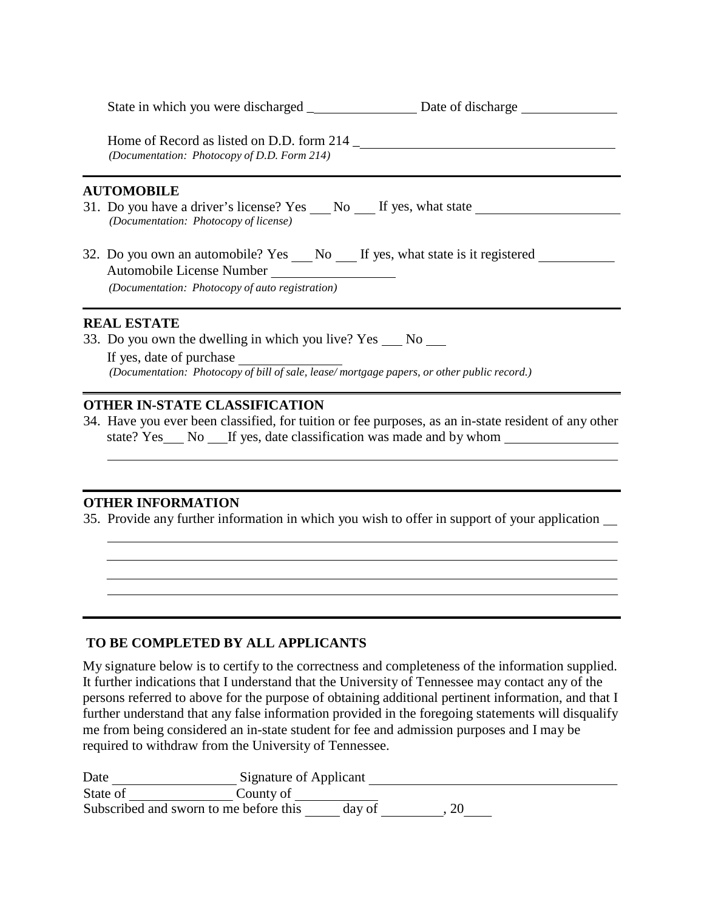State in which you were discharged _______________ Date of discharge _____________

Home of Record as listed on D.D. form 214 ____________________________________
*(Documentation: Photocopy of D.D. Form 214)*

## AUTOMOBILE

31. Do you have a driver's license? Yes ___ No ___ If yes, what state ____________________
*(Documentation: Photocopy of license)*

32. Do you own an automobile? Yes ___ No ___ If yes, what state is it registered __________
Automobile License Number _________________
*(Documentation: Photocopy of auto registration)*

## REAL ESTATE

33. Do you own the dwelling in which you live? Yes ___ No ___
If yes, date of purchase ______________
*(Documentation: Photocopy of bill of sale, lease/ mortgage papers, or other public record.)*

## OTHER IN-STATE CLASSIFICATION

34. Have you ever been classified, for tuition or fee purposes, as an in-state resident of any other state? Yes___ No ___If yes, date classification was made and by whom _______________
_________________________________________________________________________

## OTHER INFORMATION

35. Provide any further information in which you wish to offer in support of your application __
_________________________________________________________________________
_________________________________________________________________________
_________________________________________________________________________
_________________________________________________________________________

## TO BE COMPLETED BY ALL APPLICANTS

My signature below is to certify to the correctness and completeness of the information supplied. It further indications that I understand that the University of Tennessee may contact any of the persons referred to above for the purpose of obtaining additional pertinent information, and that I further understand that any false information provided in the foregoing statements will disqualify me from being considered an in-state student for fee and admission purposes and I may be required to withdraw from the University of Tennessee.

Date _________________ Signature of Applicant ___________________________________
State of ______________ County of ___________
Subscribed and sworn to me before this _____ day of _________, 20____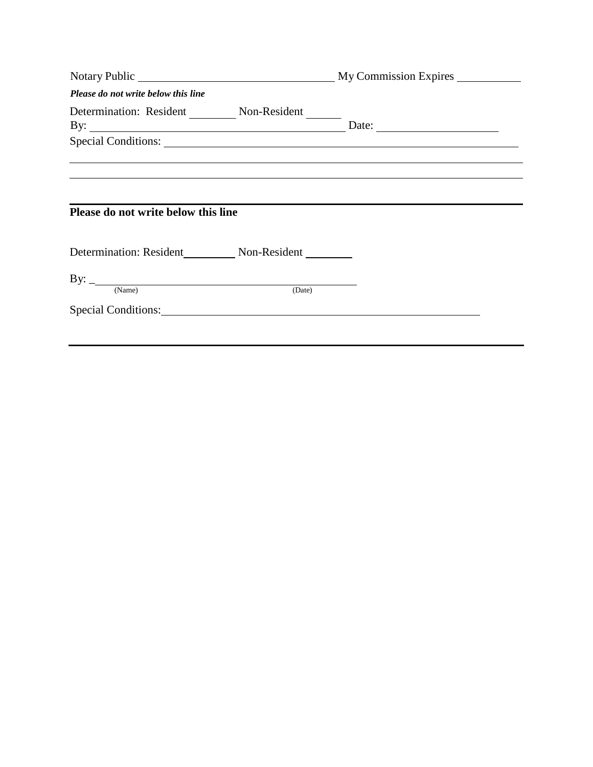Notary Public \_\_\_\_\_\_\_\_\_\_\_\_\_\_\_\_\_\_\_\_\_\_\_\_\_\_\_\_\_\_ My Commission Expires \_\_\_\_\_\_\_\_\_\_

***Please do not write below this line***

Determination: Resident \_\_\_\_\_\_\_\_ Non-Resident \_\_\_\_\_\_

By: \_\_\_\_\_\_\_\_\_\_\_\_\_\_\_\_\_\_\_\_\_\_\_\_\_\_\_\_\_\_\_\_\_\_\_\_\_\_\_\_ Date: \_\_\_\_\_\_\_\_\_\_\_\_\_\_\_\_\_\_\_\_

Special Conditions: \_\_\_\_\_\_\_\_\_\_\_\_\_\_\_\_\_\_\_\_\_\_\_\_\_\_\_\_\_\_\_\_\_\_\_\_\_\_\_\_\_\_\_\_\_\_\_\_\_\_\_\_\_\_\_\_

---

**Please do not write below this line**

Determination: Resident \_\_\_\_\_\_\_\_\_ Non-Resident \_\_\_\_\_\_\_\_

By: \_\_\_\_\_\_\_\_\_\_\_\_\_\_\_\_\_\_\_\_\_\_\_\_\_\_\_\_\_\_\_\_\_\_\_\_\_\_\_\_\_\_\_\_
(Name) (Date)

Special Conditions: \_\_\_\_\_\_\_\_\_\_\_\_\_\_\_\_\_\_\_\_\_\_\_\_\_\_\_\_\_\_\_\_\_\_\_\_\_\_\_\_\_\_\_\_\_\_\_\_\_\_\_\_

---